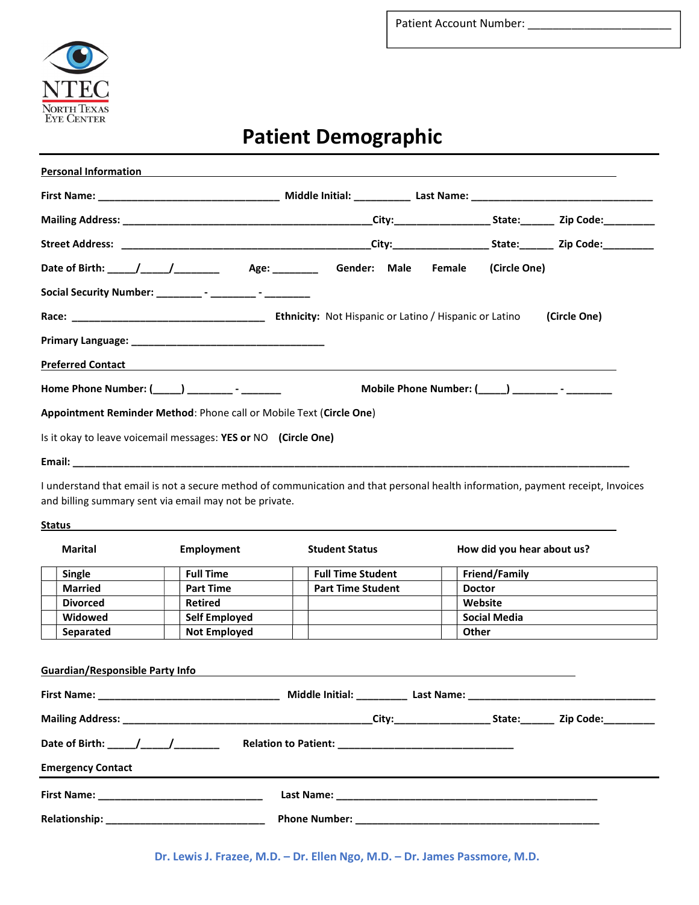Patient Account Number: ______________________

NTEC
North Texas
Eye Center

# Patient Demographic

**Personal Information**

**First Name:** ______________________________ **Middle Initial:** _________ **Last Name:** ______________________________

**Mailing Address:** ________________________________________ **City:** _______________ **State:** _____ **Zip Code:** ________

**Street Address:** ________________________________________ **City:** _______________ **State:** _____ **Zip Code:** ________

**Date of Birth:** _____/_____/________ **Age:** ________ **Gender:** **Male** **Female** **(Circle One)**

**Social Security Number:** ________ - ________ - ________

**Race:** ______________________________ **Ethnicity:** Not Hispanic or Latino / Hispanic or Latino **(Circle One)**

**Primary Language:** ______________________________

**Preferred Contact**

**Home Phone Number:** (_____) ________ - _______ **Mobile Phone Number:** (_____) ________ - ________

**Appointment Reminder Method**: Phone call or Mobile Text (**Circle One**)

Is it okay to leave voicemail messages: **YES or** NO **(Circle One)**

**Email:** ________________________________________________________________________________________

I understand that email is not a secure method of communication and that personal health information, payment receipt, Invoices and billing summary sent via email may not be private.

**Status**

| | Marital | | Employment | | Student Status | | How did you hear about us? |
|---|---|---|---|---|---|---|---|
| | Single | | Full Time | | Full Time Student | | Friend/Family |
| | Married | | Part Time | | Part Time Student | | Doctor |
| | Divorced | | Retired | | | | Website |
| | Widowed | | Self Employed | | | | Social Media |
| | Separated | | Not Employed | | | | Other |

**Guardian/Responsible Party Info**

**First Name:** ______________________________ **Middle Initial:** ________ **Last Name:** ______________________________

**Mailing Address:** ________________________________________ **City:** _______________ **State:** _____ **Zip Code:** ________

**Date of Birth:** _____/_____/________ **Relation to Patient:** ______________________________

**Emergency Contact**

**First Name:** ____________________________ **Last Name:** ______________________________________________

**Relationship:** ____________________________ **Phone Number:** __________________________________________

**Dr. Lewis J. Frazee, M.D. – Dr. Ellen Ngo, M.D. – Dr. James Passmore, M.D.**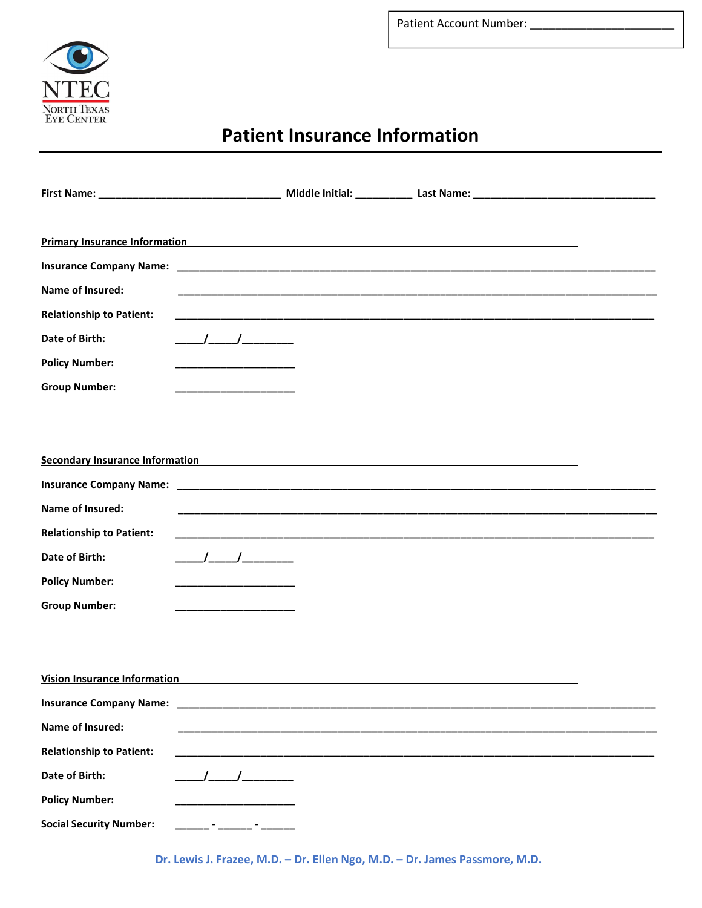Patient Account Number: ______________________

NTEC
North Texas Eye Center

# Patient Insurance Information

**First Name:** ______________________________ **Middle Initial:** _________ **Last Name:** ______________________________

## Primary Insurance Information

**Insurance Company Name:** ______________________________________________

**Name of Insured:** ______________________________________________

**Relationship to Patient:** ______________________________________________

**Date of Birth:** _____/_____/________

**Policy Number:** ____________________

**Group Number:** ____________________

## Secondary Insurance Information

**Insurance Company Name:** ______________________________________________

**Name of Insured:** ______________________________________________

**Relationship to Patient:** ______________________________________________

**Date of Birth:** _____/_____/________

**Policy Number:** ____________________

**Group Number:** ____________________

## Vision Insurance Information

**Insurance Company Name:** ______________________________________________

**Name of Insured:** ______________________________________________

**Relationship to Patient:** ______________________________________________

**Date of Birth:** _____/_____/________

**Policy Number:** ____________________

**Social Security Number:** ______ - ______ - ______

**Dr. Lewis J. Frazee, M.D. – Dr. Ellen Ngo, M.D. – Dr. James Passmore, M.D.**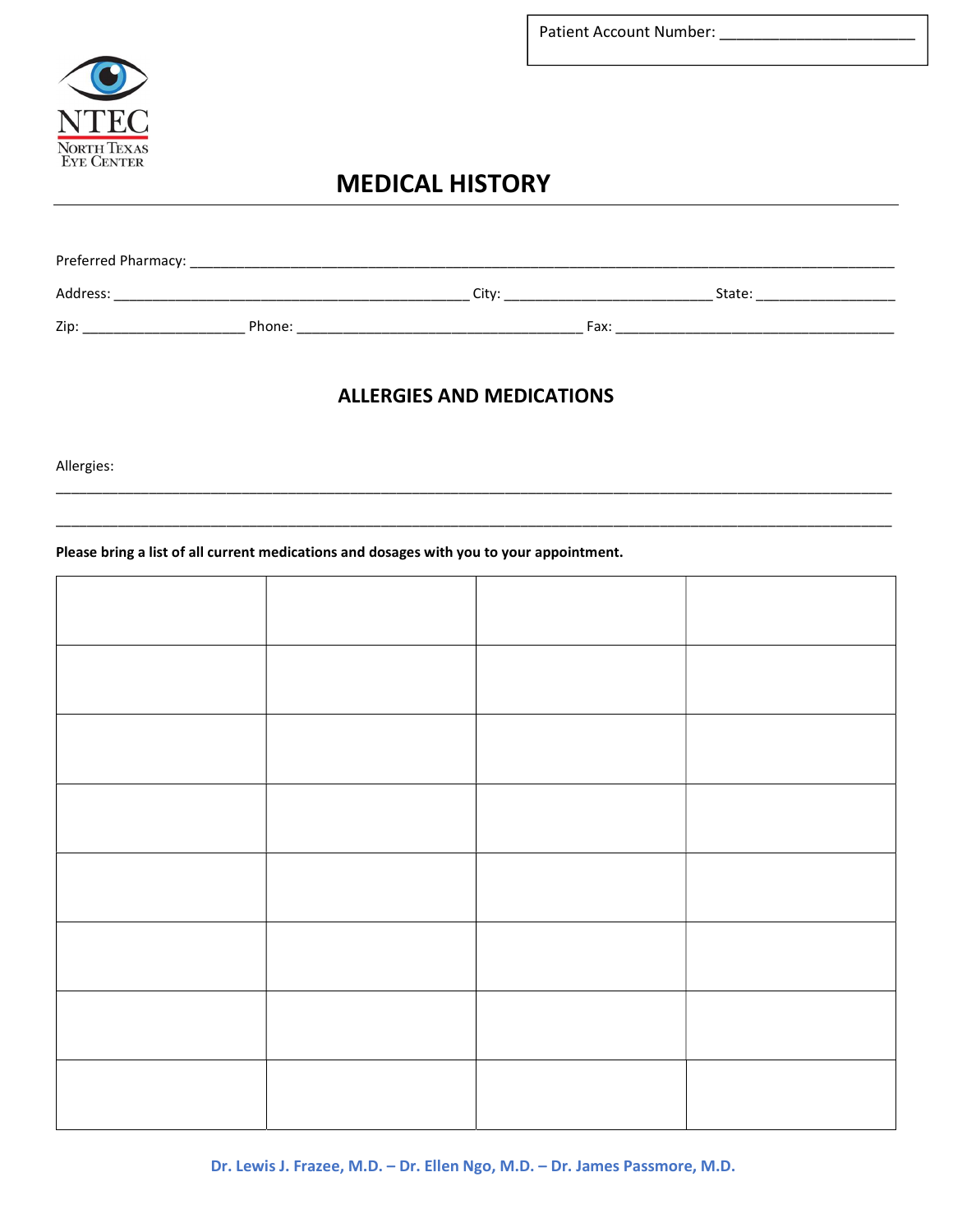Patient Account Number: ______________________

NTEC
North Texas
Eye Center

# MEDICAL HISTORY

Preferred Pharmacy: ____________________________________________________________________________________

Address: ______________________________________________ City: ___________________________ State: __________________

Zip: _____________________ Phone: _____________________________________ Fax: ____________________________________

## ALLERGIES AND MEDICATIONS

Allergies:

_____________________________________________________________________________________________________________

_____________________________________________________________________________________________________________

**Please bring a list of all current medications and dosages with you to your appointment.**

| | | | |
|---|---|---|---|
| | | | |
| | | | |
| | | | |
| | | | |
| | | | |
| | | | |
| | | | |
| | | | |

Dr. Lewis J. Frazee, M.D. – Dr. Ellen Ngo, M.D. – Dr. James Passmore, M.D.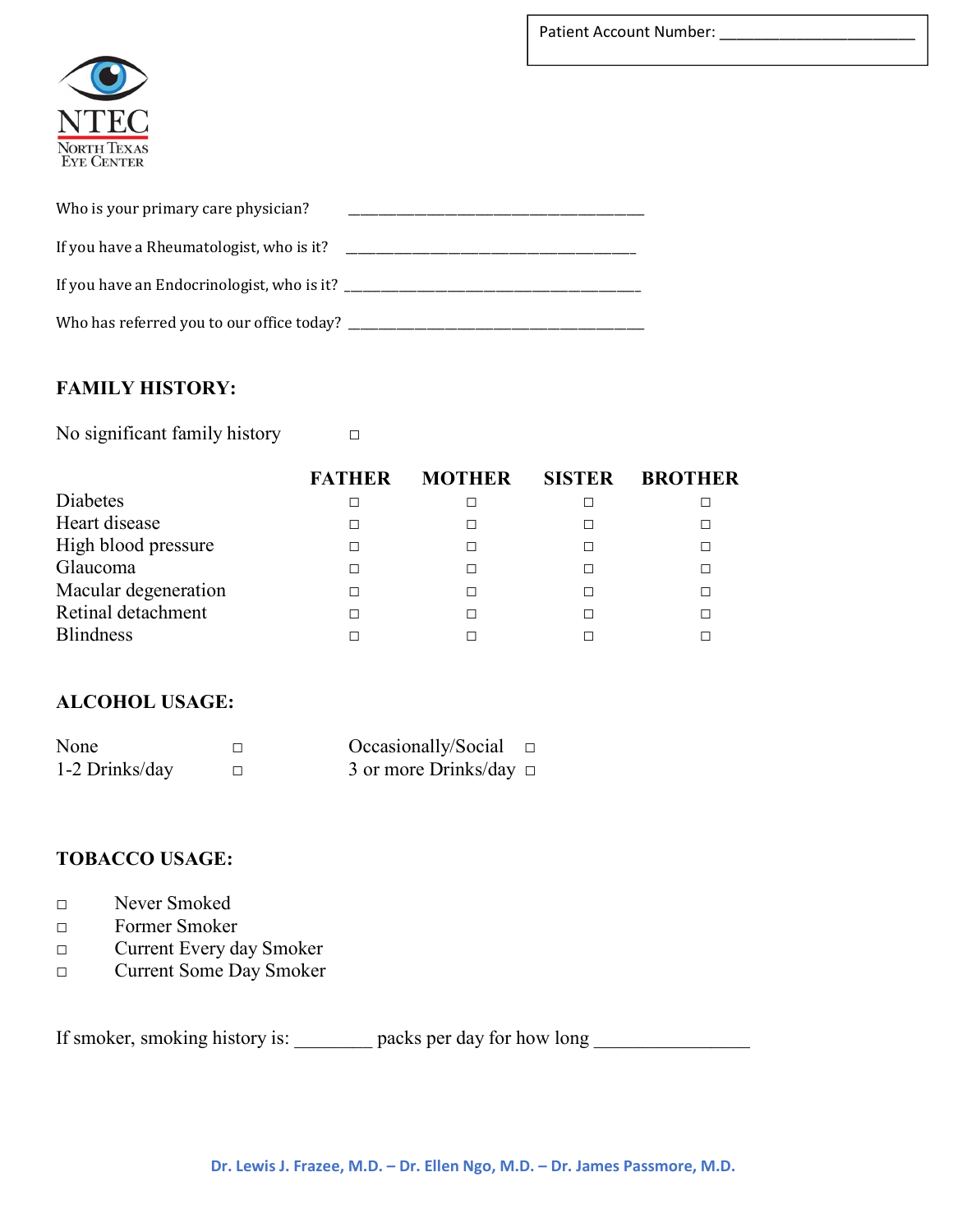Patient Account Number: ________________________

NTEC
North Texas Eye Center

Who is your primary care physician? ______________________________________

If you have a Rheumatologist, who is it? ______________________________________

If you have an Endocrinologist, who is it? ______________________________________

Who has referred you to our office today? ______________________________________

## FAMILY HISTORY:

No significant family history ☐

| | FATHER | MOTHER | SISTER | BROTHER |
|---|---|---|---|---|
| Diabetes | ☐ | ☐ | ☐ | ☐ |
| Heart disease | ☐ | ☐ | ☐ | ☐ |
| High blood pressure | ☐ | ☐ | ☐ | ☐ |
| Glaucoma | ☐ | ☐ | ☐ | ☐ |
| Macular degeneration | ☐ | ☐ | ☐ | ☐ |
| Retinal detachment | ☐ | ☐ | ☐ | ☐ |
| Blindness | ☐ | ☐ | ☐ | ☐ |

## ALCOHOL USAGE:

None ☐ Occasionally/Social ☐

1-2 Drinks/day ☐ 3 or more Drinks/day ☐

## TOBACCO USAGE:

☐ Never Smoked
☐ Former Smoker
☐ Current Every day Smoker
☐ Current Some Day Smoker

If smoker, smoking history is: ________ packs per day for how long ________________

Dr. Lewis J. Frazee, M.D. – Dr. Ellen Ngo, M.D. – Dr. James Passmore, M.D.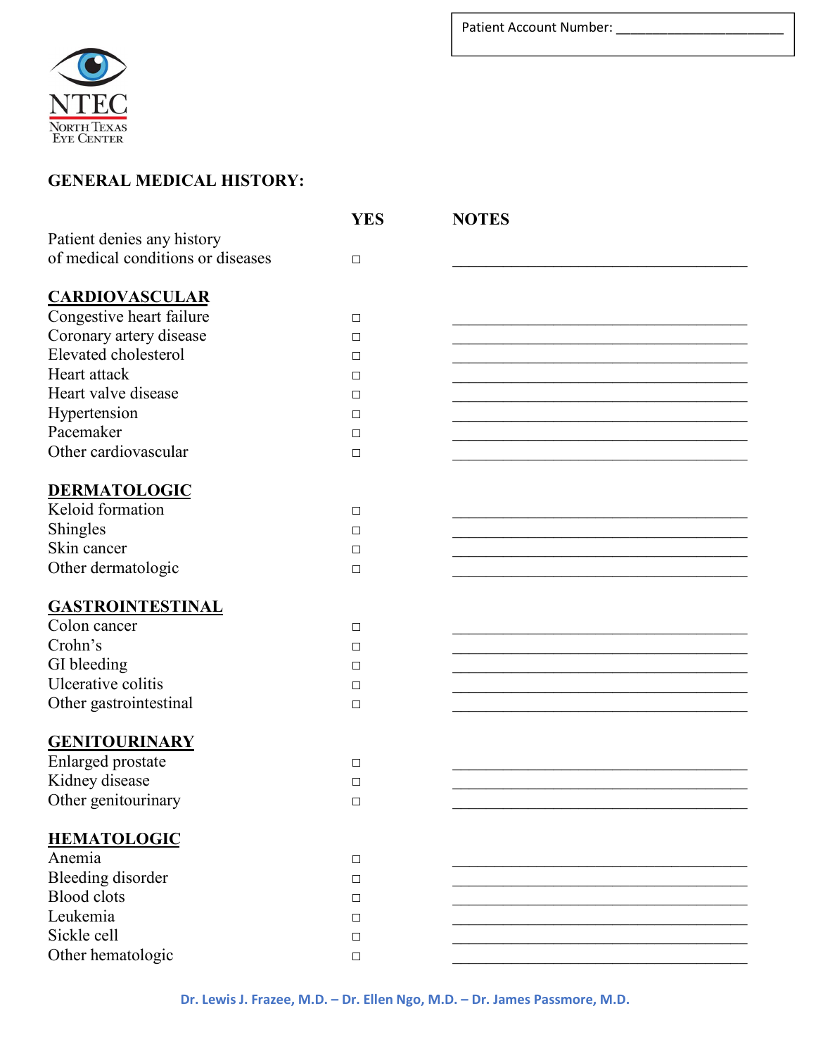Patient Account Number: ________________________

NTEC
NORTH TEXAS EYE CENTER

## GENERAL MEDICAL HISTORY:

| | YES | NOTES |
|---|---|---|
| Patient denies any history of medical conditions or diseases | ☐ | ________________________ |
| **CARDIOVASCULAR** | | |
| Congestive heart failure | ☐ | ________________________ |
| Coronary artery disease | ☐ | ________________________ |
| Elevated cholesterol | ☐ | ________________________ |
| Heart attack | ☐ | ________________________ |
| Heart valve disease | ☐ | ________________________ |
| Hypertension | ☐ | ________________________ |
| Pacemaker | ☐ | ________________________ |
| Other cardiovascular | ☐ | ________________________ |
| **DERMATOLOGIC** | | |
| Keloid formation | ☐ | ________________________ |
| Shingles | ☐ | ________________________ |
| Skin cancer | ☐ | ________________________ |
| Other dermatologic | ☐ | ________________________ |
| **GASTROINTESTINAL** | | |
| Colon cancer | ☐ | ________________________ |
| Crohn's | ☐ | ________________________ |
| GI bleeding | ☐ | ________________________ |
| Ulcerative colitis | ☐ | ________________________ |
| Other gastrointestinal | ☐ | ________________________ |
| **GENITOURINARY** | | |
| Enlarged prostate | ☐ | ________________________ |
| Kidney disease | ☐ | ________________________ |
| Other genitourinary | ☐ | ________________________ |
| **HEMATOLOGIC** | | |
| Anemia | ☐ | ________________________ |
| Bleeding disorder | ☐ | ________________________ |
| Blood clots | ☐ | ________________________ |
| Leukemia | ☐ | ________________________ |
| Sickle cell | ☐ | ________________________ |
| Other hematologic | ☐ | ________________________ |

Dr. Lewis J. Frazee, M.D. – Dr. Ellen Ngo, M.D. – Dr. James Passmore, M.D.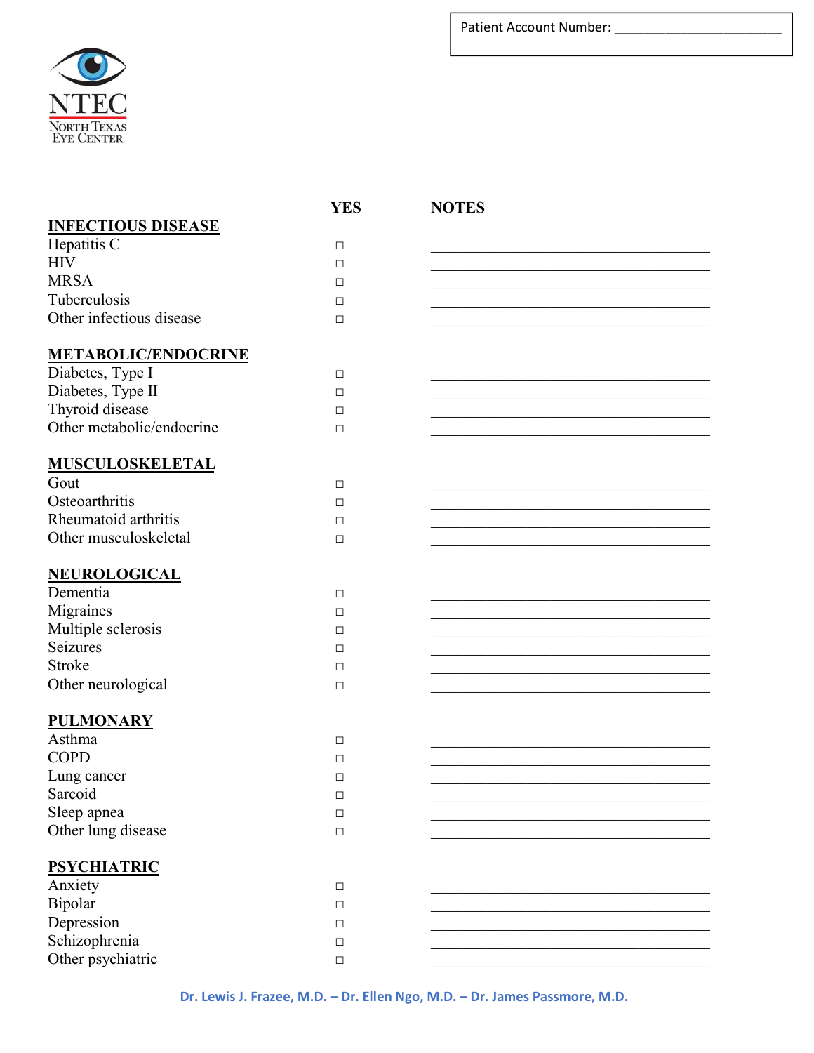Patient Account Number: ________________________

NTEC
North Texas Eye Center

| | YES | NOTES |
|---|---|---|
| **INFECTIOUS DISEASE** | | |
| Hepatitis C | ☐ | ________________ |
| HIV | ☐ | ________________ |
| MRSA | ☐ | ________________ |
| Tuberculosis | ☐ | ________________ |
| Other infectious disease | ☐ | ________________ |
| **METABOLIC/ENDOCRINE** | | |
| Diabetes, Type I | ☐ | ________________ |
| Diabetes, Type II | ☐ | ________________ |
| Thyroid disease | ☐ | ________________ |
| Other metabolic/endocrine | ☐ | ________________ |
| **MUSCULOSKELETAL** | | |
| Gout | ☐ | ________________ |
| Osteoarthritis | ☐ | ________________ |
| Rheumatoid arthritis | ☐ | ________________ |
| Other musculoskeletal | ☐ | ________________ |
| **NEUROLOGICAL** | | |
| Dementia | ☐ | ________________ |
| Migraines | ☐ | ________________ |
| Multiple sclerosis | ☐ | ________________ |
| Seizures | ☐ | ________________ |
| Stroke | ☐ | ________________ |
| Other neurological | ☐ | ________________ |
| **PULMONARY** | | |
| Asthma | ☐ | ________________ |
| COPD | ☐ | ________________ |
| Lung cancer | ☐ | ________________ |
| Sarcoid | ☐ | ________________ |
| Sleep apnea | ☐ | ________________ |
| Other lung disease | ☐ | ________________ |
| **PSYCHIATRIC** | | |
| Anxiety | ☐ | ________________ |
| Bipolar | ☐ | ________________ |
| Depression | ☐ | ________________ |
| Schizophrenia | ☐ | ________________ |
| Other psychiatric | ☐ | ________________ |

Dr. Lewis J. Frazee, M.D. – Dr. Ellen Ngo, M.D. – Dr. James Passmore, M.D.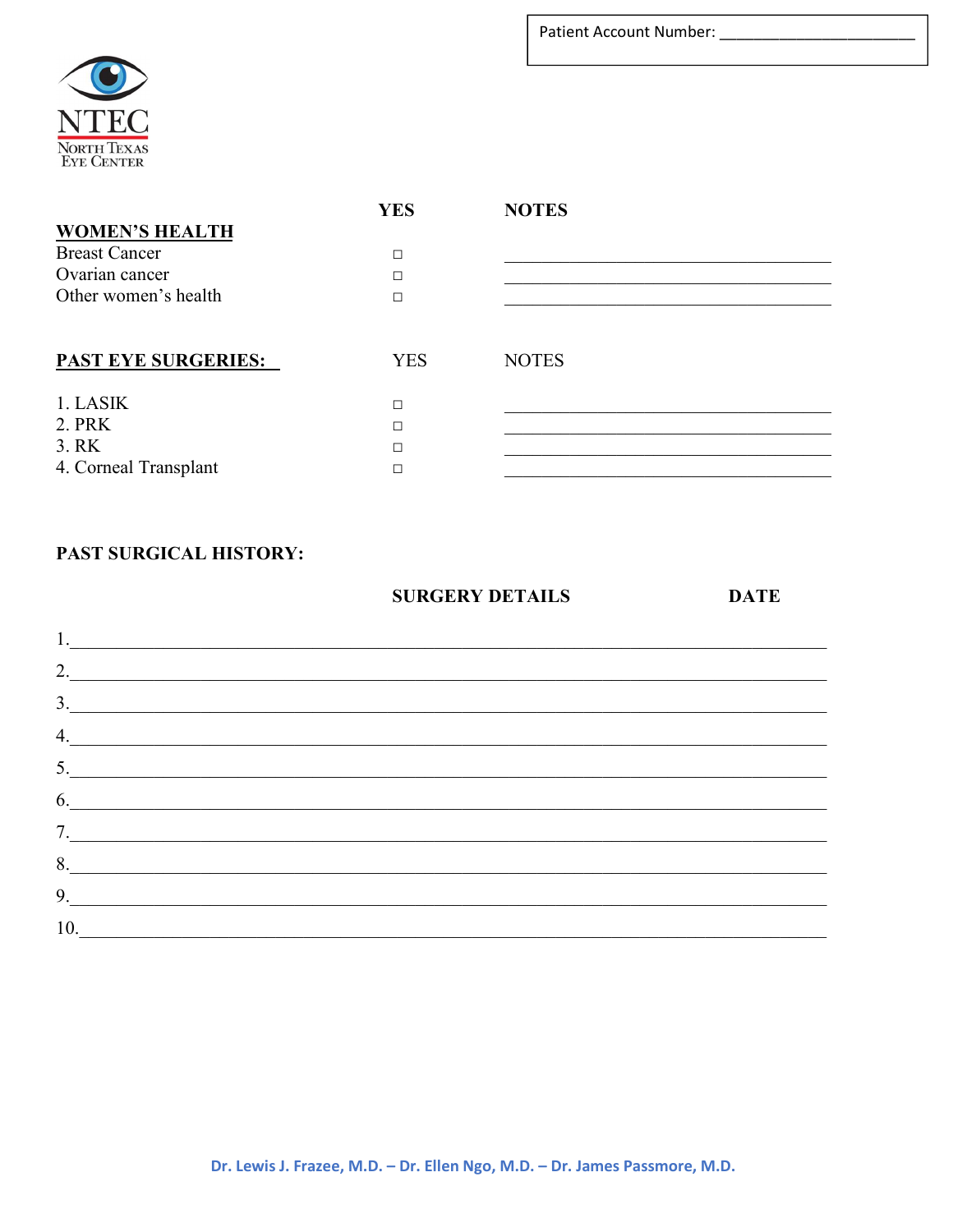Patient Account Number: ______________________

NTEC
NORTH TEXAS EYE CENTER

| | YES | NOTES |
|---|---|---|
| **WOMEN'S HEALTH** | | |
| Breast Cancer | □ | ______________________ |
| Ovarian cancer | □ | ______________________ |
| Other women's health | □ | ______________________ |

| **PAST EYE SURGERIES:** | YES | NOTES |
|---|---|---|
| 1. LASIK | □ | ______________________ |
| 2. PRK | □ | ______________________ |
| 3. RK | □ | ______________________ |
| 4. Corneal Transplant | □ | ______________________ |

**PAST SURGICAL HISTORY:**

| | SURGERY DETAILS | DATE |
|---|---|---|
| 1. | | |
| 2. | | |
| 3. | | |
| 4. | | |
| 5. | | |
| 6. | | |
| 7. | | |
| 8. | | |
| 9. | | |
| 10. | | |

**Dr. Lewis J. Frazee, M.D. – Dr. Ellen Ngo, M.D. – Dr. James Passmore, M.D.**